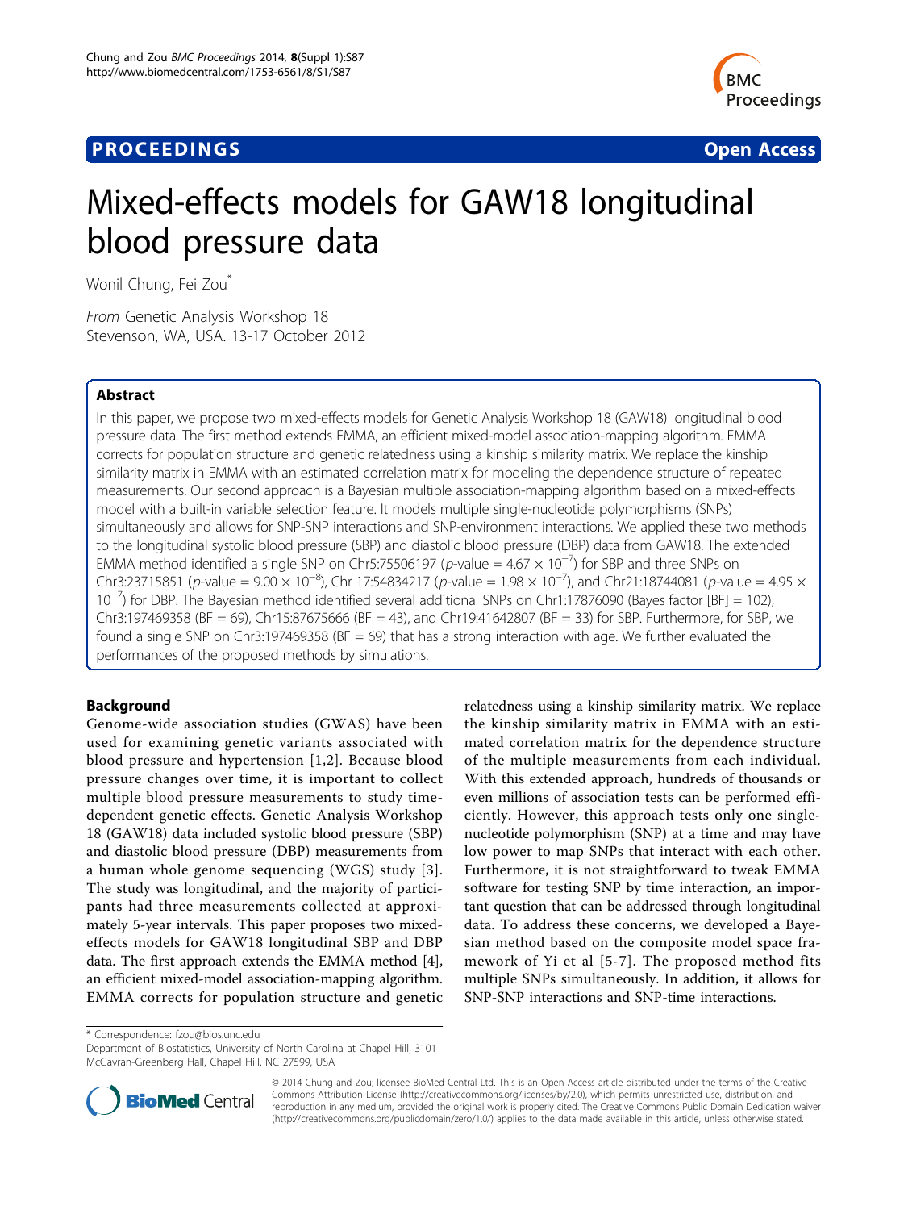**PROCEEDINGS** **Open Access**

# Mixed-effects models for GAW18 longitudinal blood pressure data

Wonil Chung, Fei Zou*

*From* Genetic Analysis Workshop 18
Stevenson, WA, USA. 13-17 October 2012

## Abstract

In this paper, we propose two mixed-effects models for Genetic Analysis Workshop 18 (GAW18) longitudinal blood pressure data. The first method extends EMMA, an efficient mixed-model association-mapping algorithm. EMMA corrects for population structure and genetic relatedness using a kinship similarity matrix. We replace the kinship similarity matrix in EMMA with an estimated correlation matrix for modeling the dependence structure of repeated measurements. Our second approach is a Bayesian multiple association-mapping algorithm based on a mixed-effects model with a built-in variable selection feature. It models multiple single-nucleotide polymorphisms (SNPs) simultaneously and allows for SNP-SNP interactions and SNP-environment interactions. We applied these two methods to the longitudinal systolic blood pressure (SBP) and diastolic blood pressure (DBP) data from GAW18. The extended EMMA method identified a single SNP on Chr5:75506197 ($p$-value = $4.67 \times 10^{-7}$) for SBP and three SNPs on Chr3:23715851 ($p$-value = $9.00 \times 10^{-8}$), Chr 17:54834217 ($p$-value = $1.98 \times 10^{-7}$), and Chr21:18744081 ($p$-value = $4.95 \times 10^{-7}$) for DBP. The Bayesian method identified several additional SNPs on Chr1:17876090 (Bayes factor [BF] = 102), Chr3:197469358 (BF = 69), Chr15:87675666 (BF = 43), and Chr19:41642807 (BF = 33) for SBP. Furthermore, for SBP, we found a single SNP on Chr3:197469358 (BF = 69) that has a strong interaction with age. We further evaluated the performances of the proposed methods by simulations.

## Background

Genome-wide association studies (GWAS) have been used for examining genetic variants associated with blood pressure and hypertension [1,2]. Because blood pressure changes over time, it is important to collect multiple blood pressure measurements to study time-dependent genetic effects. Genetic Analysis Workshop 18 (GAW18) data included systolic blood pressure (SBP) and diastolic blood pressure (DBP) measurements from a human whole genome sequencing (WGS) study [3]. The study was longitudinal, and the majority of participants had three measurements collected at approximately 5-year intervals. This paper proposes two mixed-effects models for GAW18 longitudinal SBP and DBP data. The first approach extends the EMMA method [4], an efficient mixed-model association-mapping algorithm. EMMA corrects for population structure and genetic relatedness using a kinship similarity matrix. We replace the kinship similarity matrix in EMMA with an estimated correlation matrix for the dependence structure of the multiple measurements from each individual. With this extended approach, hundreds of thousands or even millions of association tests can be performed efficiently. However, this approach tests only one single-nucleotide polymorphism (SNP) at a time and may have low power to map SNPs that interact with each other. Furthermore, it is not straightforward to tweak EMMA software for testing SNP by time interaction, an important question that can be addressed through longitudinal data. To address these concerns, we developed a Bayesian method based on the composite model space framework of Yi et al [5-7]. The proposed method fits multiple SNPs simultaneously. In addition, it allows for SNP-SNP interactions and SNP-time interactions.

\* Correspondence: fzou@bios.unc.edu
Department of Biostatistics, University of North Carolina at Chapel Hill, 3101 McGavran-Greenberg Hall, Chapel Hill, NC 27599, USA

© 2014 Chung and Zou; licensee BioMed Central Ltd. This is an Open Access article distributed under the terms of the Creative Commons Attribution License (http://creativecommons.org/licenses/by/2.0), which permits unrestricted use, distribution, and reproduction in any medium, provided the original work is properly cited. The Creative Commons Public Domain Dedication waiver (http://creativecommons.org/publicdomain/zero/1.0/) applies to the data made available in this article, unless otherwise stated.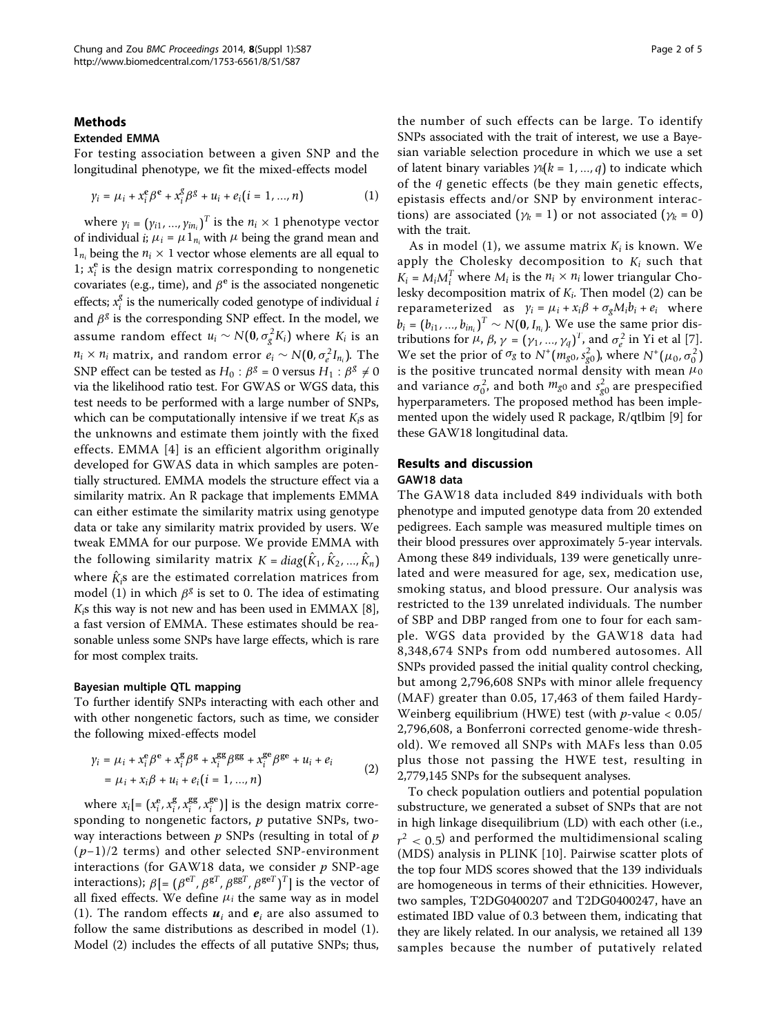## Methods

### Extended EMMA

For testing association between a given SNP and the longitudinal phenotype, we fit the mixed-effects model

$$y_i = \mu_i + x_i^e \beta^e + x_i^g \beta^g + u_i + e_i (i = 1, ..., n) \quad (1)$$

where $y_i = (y_{i1}, ..., y_{in_i})^T$ is the $n_i \times 1$ phenotype vector of individual $i$; $\mu_i = \mu 1_{n_i}$ with $\mu$ being the grand mean and $1_{n_i}$ being the $n_i \times 1$ vector whose elements are all equal to 1; $x_i^e$ is the design matrix corresponding to nongenetic covariates (e.g., time), and $\beta^e$ is the associated nongenetic effects; $x_i^g$ is the numerically coded genotype of individual $i$ and $\beta^g$ is the corresponding SNP effect. In the model, we assume random effect $u_i \sim N(\mathbf{0}, \sigma_g^2 K_i)$ where $K_i$ is an $n_i \times n_i$ matrix, and random error $e_i \sim N(\mathbf{0}, \sigma_e^2 I_{n_i})$. The SNP effect can be tested as $H_0 : \beta^g = 0$ versus $H_1 : \beta^g \neq 0$ via the likelihood ratio test. For GWAS or WGS data, this test needs to be performed with a large number of SNPs, which can be computationally intensive if we treat $K_i$s as the unknowns and estimate them jointly with the fixed effects. EMMA [4] is an efficient algorithm originally developed for GWAS data in which samples are potentially structured. EMMA models the structure effect via a similarity matrix. An R package that implements EMMA can either estimate the similarity matrix using genotype data or take any similarity matrix provided by users. We tweak EMMA for our purpose. We provide EMMA with the following similarity matrix $K = diag(\hat{K}_1, \hat{K}_2, ..., \hat{K}_n)$ where $\hat{K}_i$s are the estimated correlation matrices from model (1) in which $\beta^g$ is set to 0. The idea of estimating $K_i$s this way is not new and has been used in EMMAX [8], a fast version of EMMA. These estimates should be reasonable unless some SNPs have large effects, which is rare for most complex traits.

### Bayesian multiple QTL mapping

To further identify SNPs interacting with each other and with other nongenetic factors, such as time, we consider the following mixed-effects model

$$\begin{aligned} y_i &= \mu_i + x_i^e \beta^e + x_i^g \beta^g + x_i^{gg} \beta^{gg} + x_i^{ge} \beta^{ge} + u_i + e_i \\ &= \mu_i + x_i \beta + u_i + e_i (i = 1, ..., n) \end{aligned} \quad (2)$$

where $x_i [= (x_i^e, x_i^g, x_i^{gg}, x_i^{ge})]$ is the design matrix corresponding to nongenetic factors, $p$ putative SNPs, two-way interactions between $p$ SNPs (resulting in total of $p(p-1)/2$ terms) and other selected SNP-environment interactions (for GAW18 data, we consider $p$ SNP-age interactions); $\beta [= (\beta^{eT}, \beta^{gT}, \beta^{ggT}, \beta^{geT})^T]$ is the vector of all fixed effects. We define $\mu_i$ the same way as in model (1). The random effects $\boldsymbol{u}_i$ and $\boldsymbol{e}_i$ are also assumed to follow the same distributions as described in model (1). Model (2) includes the effects of all putative SNPs; thus, the number of such effects can be large. To identify SNPs associated with the trait of interest, we use a Bayesian variable selection procedure in which we use a set of latent binary variables $\gamma_k (k = 1, ..., q)$ to indicate which of the $q$ genetic effects (be they main genetic effects, epistasis effects and/or SNP by environment interactions) are associated ($\gamma_k = 1$) or not associated ($\gamma_k = 0$) with the trait.

As in model (1), we assume matrix $K_i$ is known. We apply the Cholesky decomposition to $K_i$ such that $K_i = M_i M_i^T$ where $M_i$ is the $n_i \times n_i$ lower triangular Cholesky decomposition matrix of $K_i$. Then model (2) can be reparameterized as $y_i = \mu_i + x_i \beta + \sigma_g M_i b_i + e_i$ where $b_i = (b_{i1}, ..., b_{in_i})^T \sim N(\mathbf{0}, I_{n_i})$. We use the same prior distributions for $\mu$, $\beta$, $\gamma = (\gamma_1, ..., \gamma_q)^T$, and $\sigma_e^2$ in Yi et al [7]. We set the prior of $\sigma_g$ to $N^+(m_{g0}, s_{g0}^2)$, where $N^+(\mu_0, \sigma_0^2)$ is the positive truncated normal density with mean $\mu_0$ and variance $\sigma_0^2$, and both $m_{g0}$ and $s_{g0}^2$ are prespecified hyperparameters. The proposed method has been implemented upon the widely used R package, R/qtlbim [9] for these GAW18 longitudinal data.

## Results and discussion

### GAW18 data

The GAW18 data included 849 individuals with both phenotype and imputed genotype data from 20 extended pedigrees. Each sample was measured multiple times on their blood pressures over approximately 5-year intervals. Among these 849 individuals, 139 were genetically unrelated and were measured for age, sex, medication use, smoking status, and blood pressure. Our analysis was restricted to the 139 unrelated individuals. The number of SBP and DBP ranged from one to four for each sample. WGS data provided by the GAW18 data had 8,348,674 SNPs from odd numbered autosomes. All SNPs provided passed the initial quality control checking, but among 2,796,608 SNPs with minor allele frequency (MAF) greater than 0.05, 17,463 of them failed Hardy-Weinberg equilibrium (HWE) test (with $p$-value < 0.05/2,796,608, a Bonferroni corrected genome-wide threshold). We removed all SNPs with MAFs less than 0.05 plus those not passing the HWE test, resulting in 2,779,145 SNPs for the subsequent analyses.

To check population outliers and potential population substructure, we generated a subset of SNPs that are not in high linkage disequilibrium (LD) with each other (i.e., $r^2 < 0.5$) and performed the multidimensional scaling (MDS) analysis in PLINK [10]. Pairwise scatter plots of the top four MDS scores showed that the 139 individuals are homogeneous in terms of their ethnicities. However, two samples, T2DG0400207 and T2DG0400247, have an estimated IBD value of 0.3 between them, indicating that they are likely related. In our analysis, we retained all 139 samples because the number of putatively related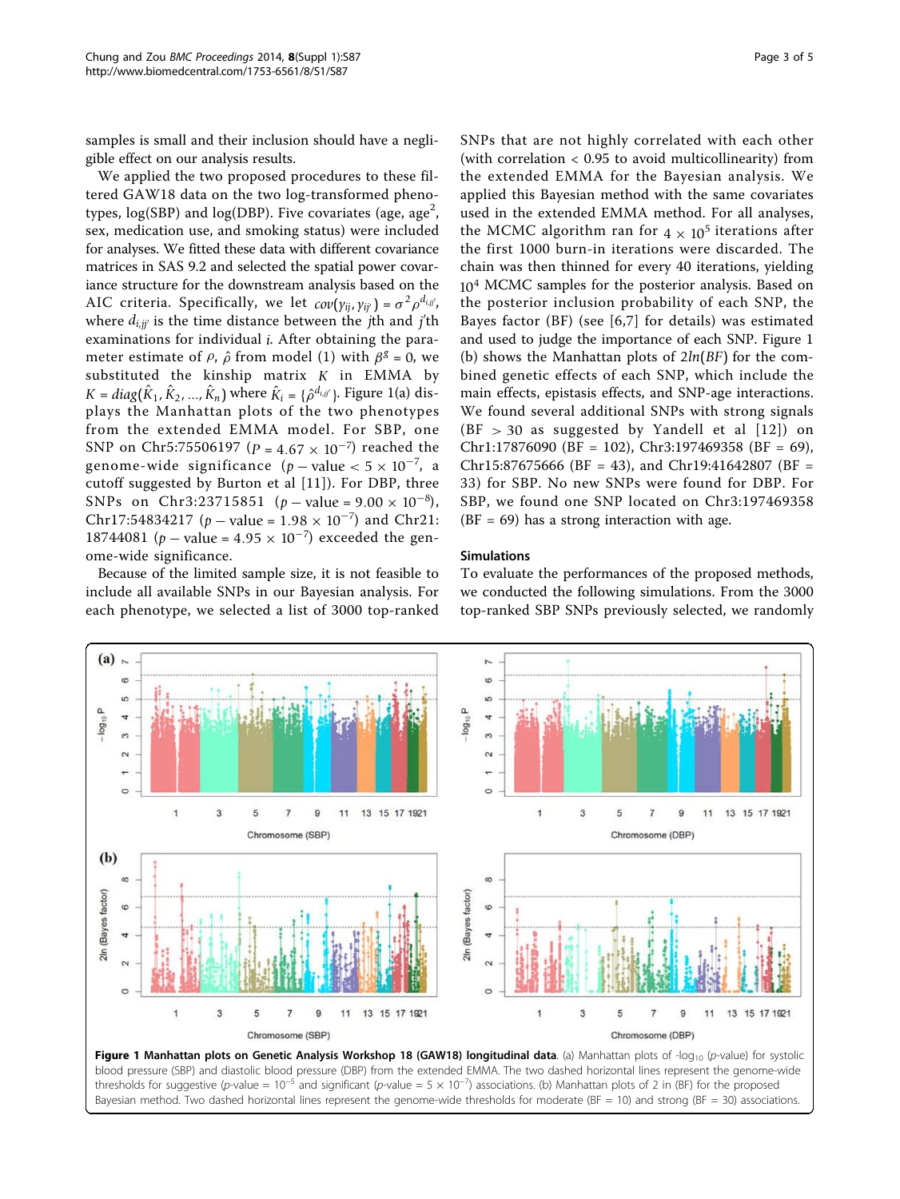samples is small and their inclusion should have a negligible effect on our analysis results.

We applied the two proposed procedures to these filtered GAW18 data on the two log-transformed phenotypes, log(SBP) and log(DBP). Five covariates (age, age$^2$, sex, medication use, and smoking status) were included for analyses. We fitted these data with different covariance matrices in SAS 9.2 and selected the spatial power covariance structure for the downstream analysis based on the AIC criteria. Specifically, we let $cov(y_{ij}, y_{ij'}) = \sigma^2 \rho^{d_{i,jj'}}$, where $d_{i,jj'}$ is the time distance between the $j$th and $j'$th examinations for individual $i$. After obtaining the parameter estimate of $\rho$, $\hat{\rho}$ from model (1) with $\beta^g = 0$, we substituted the kinship matrix $K$ in EMMA by $K = diag(\hat{K}_1, \hat{K}_2, ..., \hat{K}_n)$ where $\hat{K}_i = \{\hat{\rho}^{d_{i,jj'}}\}$. Figure 1(a) displays the Manhattan plots of the two phenotypes from the extended EMMA model. For SBP, one SNP on Chr5:75506197 ($P = 4.67 \times 10^{-7}$) reached the genome-wide significance ($p-\text{value} < 5 \times 10^{-7}$, a cutoff suggested by Burton et al [11]). For DBP, three SNPs on Chr3:23715851 ($p-\text{value} = 9.00 \times 10^{-8}$), Chr17:54834217 ($p-\text{value} = 1.98 \times 10^{-7}$) and Chr21:18744081 ($p-\text{value} = 4.95 \times 10^{-7}$) exceeded the genome-wide significance.

Because of the limited sample size, it is not feasible to include all available SNPs in our Bayesian analysis. For each phenotype, we selected a list of 3000 top-ranked SNPs that are not highly correlated with each other (with correlation < 0.95 to avoid multicollinearity) from the extended EMMA for the Bayesian analysis. We applied this Bayesian method with the same covariates used in the extended EMMA method. For all analyses, the MCMC algorithm ran for $4 \times 10^5$ iterations after the first 1000 burn-in iterations were discarded. The chain was then thinned for every 40 iterations, yielding $10^4$ MCMC samples for the posterior analysis. Based on the posterior inclusion probability of each SNP, the Bayes factor (BF) (see [6,7] for details) was estimated and used to judge the importance of each SNP. Figure 1 (b) shows the Manhattan plots of $2ln(BF)$ for the combined genetic effects of each SNP, which include the main effects, epistasis effects, and SNP-age interactions. We found several additional SNPs with strong signals (BF > 30 as suggested by Yandell et al [12]) on Chr1:17876090 (BF = 102), Chr3:197469358 (BF = 69), Chr15:87675666 (BF = 43), and Chr19:41642807 (BF = 33) for SBP. No new SNPs were found for DBP. For SBP, we found one SNP located on Chr3:197469358 (BF = 69) has a strong interaction with age.

### Simulations

To evaluate the performances of the proposed methods, we conducted the following simulations. From the 3000 top-ranked SBP SNPs previously selected, we randomly

**Figure 1 Manhattan plots on Genetic Analysis Workshop 18 (GAW18) longitudinal data**. (a) Manhattan plots of -log$_{10}$ ($p$-value) for systolic blood pressure (SBP) and diastolic blood pressure (DBP) from the extended EMMA. The two dashed horizontal lines represent the genome-wide thresholds for suggestive ($p$-value = $10^{-5}$ and significant ($p$-value = $5 \times 10^{-7}$) associations. (b) Manhattan plots of 2 ln (BF) for the proposed Bayesian method. Two dashed horizontal lines represent the genome-wide thresholds for moderate (BF = 10) and strong (BF = 30) associations.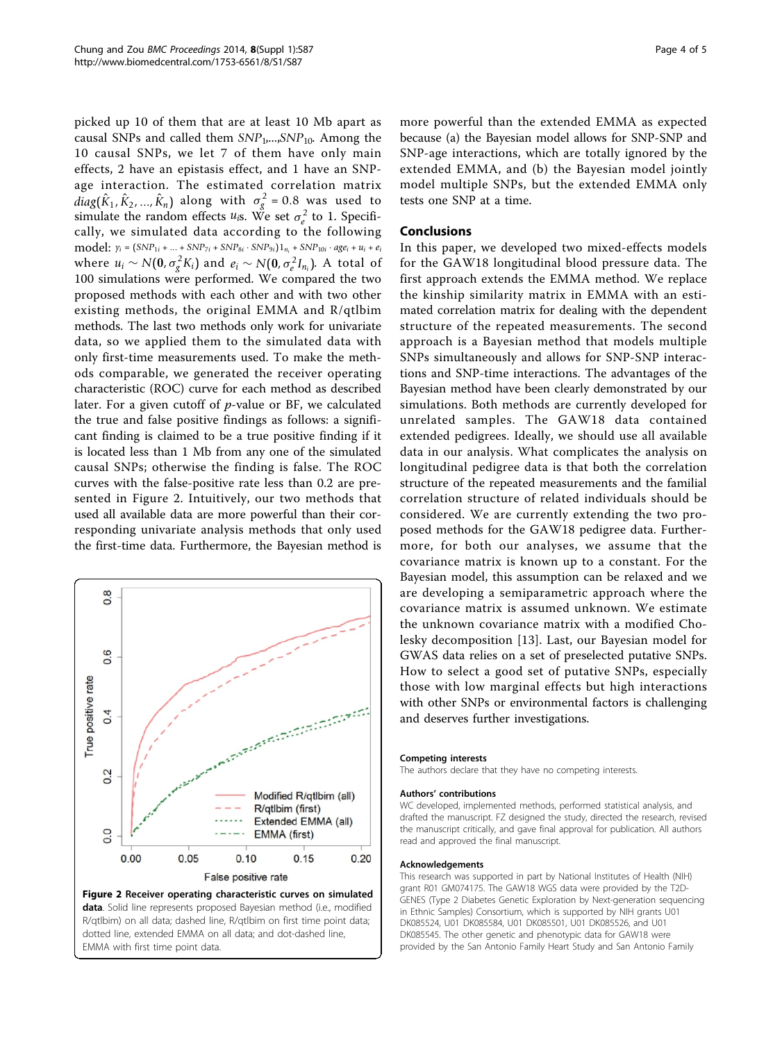picked up 10 of them that are at least 10 Mb apart as causal SNPs and called them $SNP_1,...,SNP_{10}$. Among the 10 causal SNPs, we let 7 of them have only main effects, 2 have an epistasis effect, and 1 have an SNP-age interaction. The estimated correlation matrix $diag(\hat{K}_1, \hat{K}_2, ..., \hat{K}_n)$ along with $\sigma_g^2 = 0.8$ was used to simulate the random effects $u_i$s. We set $\sigma_e^2$ to 1. Specifically, we simulated data according to the following model: $y_i = (SNP_{1i} + ... + SNP_{7i} + SNP_{8i} \cdot SNP_{9i})1_{n_i} + SNP_{10i} \cdot age_i + u_i + e_i$ where $u_i \sim N(\mathbf{0}, \sigma_g^2 K_i)$ and $e_i \sim N(\mathbf{0}, \sigma_e^2 I_{n_i})$. A total of 100 simulations were performed. We compared the two proposed methods with each other and with two other existing methods, the original EMMA and R/qtlbim methods. The last two methods only work for univariate data, so we applied them to the simulated data with only first-time measurements used. To make the methods comparable, we generated the receiver operating characteristic (ROC) curve for each method as described later. For a given cutoff of $p$-value or BF, we calculated the true and false positive findings as follows: a significant finding is claimed to be a true positive finding if it is located less than 1 Mb from any one of the simulated causal SNPs; otherwise the finding is false. The ROC curves with the false-positive rate less than 0.2 are presented in Figure 2. Intuitively, our two methods that used all available data are more powerful than their corresponding univariate analysis methods that only used the first-time data. Furthermore, the Bayesian method is more powerful than the extended EMMA as expected because (a) the Bayesian model allows for SNP-SNP and SNP-age interactions, which are totally ignored by the extended EMMA, and (b) the Bayesian model jointly model multiple SNPs, but the extended EMMA only tests one SNP at a time.

**Figure 2 Receiver operating characteristic curves on simulated data**. Solid line represents proposed Bayesian method (i.e., modified R/qtlbim) on all data; dashed line, R/qtlbim on first time point data; dotted line, extended EMMA on all data; and dot-dashed line, EMMA with first time point data.

## Conclusions

In this paper, we developed two mixed-effects models for the GAW18 longitudinal blood pressure data. The first approach extends the EMMA method. We replace the kinship similarity matrix in EMMA with an estimated correlation matrix for dealing with the dependent structure of the repeated measurements. The second approach is a Bayesian method that models multiple SNPs simultaneously and allows for SNP-SNP interactions and SNP-time interactions. The advantages of the Bayesian method have been clearly demonstrated by our simulations. Both methods are currently developed for unrelated samples. The GAW18 data contained extended pedigrees. Ideally, we should use all available data in our analysis. What complicates the analysis on longitudinal pedigree data is that both the correlation structure of the repeated measurements and the familial correlation structure of related individuals should be considered. We are currently extending the two proposed methods for the GAW18 pedigree data. Furthermore, for both our analyses, we assume that the covariance matrix is known up to a constant. For the Bayesian model, this assumption can be relaxed and we are developing a semiparametric approach where the covariance matrix is assumed unknown. We estimate the unknown covariance matrix with a modified Cholesky decomposition [13]. Last, our Bayesian model for GWAS data relies on a set of preselected putative SNPs. How to select a good set of putative SNPs, especially those with low marginal effects but high interactions with other SNPs or environmental factors is challenging and deserves further investigations.

#### Competing interests

The authors declare that they have no competing interests.

#### Authors' contributions

WC developed, implemented methods, performed statistical analysis, and drafted the manuscript. FZ designed the study, directed the research, revised the manuscript critically, and gave final approval for publication. All authors read and approved the final manuscript.

#### Acknowledgements

This research was supported in part by National Institutes of Health (NIH) grant R01 GM074175. The GAW18 WGS data were provided by the T2D-GENES (Type 2 Diabetes Genetic Exploration by Next-generation sequencing in Ethnic Samples) Consortium, which is supported by NIH grants U01 DK085524, U01 DK085584, U01 DK085501, U01 DK085526, and U01 DK085545. The other genetic and phenotypic data for GAW18 were provided by the San Antonio Family Heart Study and San Antonio Family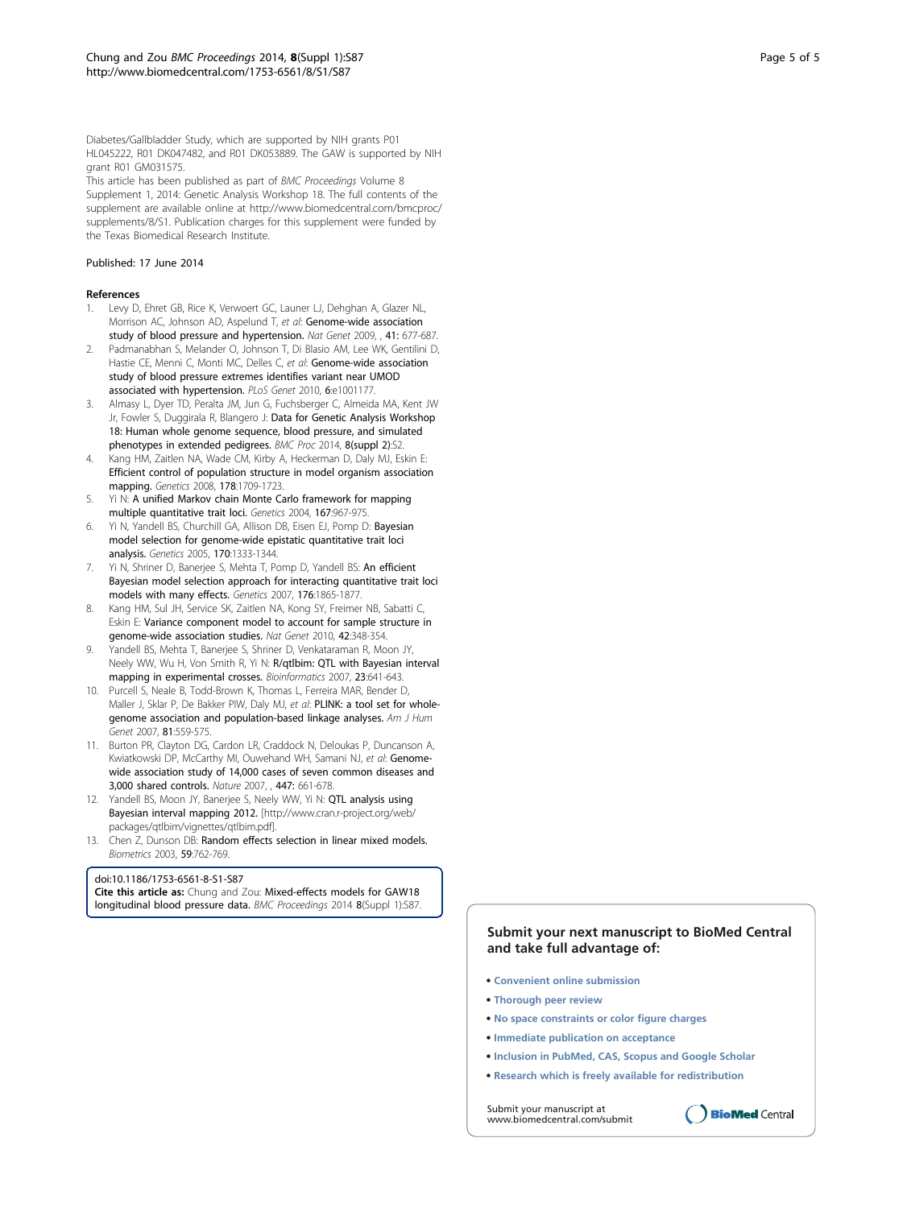Diabetes/Gallbladder Study, which are supported by NIH grants P01 HL045222, R01 DK047482, and R01 DK053889. The GAW is supported by NIH grant R01 GM031575.

This article has been published as part of *BMC Proceedings* Volume 8 Supplement 1, 2014: Genetic Analysis Workshop 18. The full contents of the supplement are available online at http://www.biomedcentral.com/bmcproc/supplements/8/S1. Publication charges for this supplement were funded by the Texas Biomedical Research Institute.

Published: 17 June 2014

## References

1. Levy D, Ehret GB, Rice K, Verwoert GC, Launer LJ, Dehghan A, Glazer NL, Morrison AC, Johnson AD, Aspelund T, *et al*: **Genome-wide association study of blood pressure and hypertension.** *Nat Genet* 2009, , **41**: 677-687.
2. Padmanabhan S, Melander O, Johnson T, Di Blasio AM, Lee WK, Gentilini D, Hastie CE, Menni C, Monti MC, Delles C, *et al*: **Genome-wide association study of blood pressure extremes identifies variant near UMOD associated with hypertension.** *PLoS Genet* 2010, **6**:e1001177.
3. Almasy L, Dyer TD, Peralta JM, Jun G, Fuchsberger C, Almeida MA, Kent JW Jr, Fowler S, Duggirala R, Blangero J: **Data for Genetic Analysis Workshop 18: Human whole genome sequence, blood pressure, and simulated phenotypes in extended pedigrees.** *BMC Proc* 2014, **8**(suppl 2):S2.
4. Kang HM, Zaitlen NA, Wade CM, Kirby A, Heckerman D, Daly MJ, Eskin E: **Efficient control of population structure in model organism association mapping.** *Genetics* 2008, **178**:1709-1723.
5. Yi N: **A unified Markov chain Monte Carlo framework for mapping multiple quantitative trait loci.** *Genetics* 2004, **167**:967-975.
6. Yi N, Yandell BS, Churchill GA, Allison DB, Eisen EJ, Pomp D: **Bayesian model selection for genome-wide epistatic quantitative trait loci analysis.** *Genetics* 2005, **170**:1333-1344.
7. Yi N, Shriner D, Banerjee S, Mehta T, Pomp D, Yandell BS: **An efficient Bayesian model selection approach for interacting quantitative trait loci models with many effects.** *Genetics* 2007, **176**:1865-1877.
8. Kang HM, Sul JH, Service SK, Zaitlen NA, Kong SY, Freimer NB, Sabatti C, Eskin E: **Variance component model to account for sample structure in genome-wide association studies.** *Nat Genet* 2010, **42**:348-354.
9. Yandell BS, Mehta T, Banerjee S, Shriner D, Venkataraman R, Moon JY, Neely WW, Wu H, Von Smith R, Yi N: **R/qtlbim: QTL with Bayesian interval mapping in experimental crosses.** *Bioinformatics* 2007, **23**:641-643.
10. Purcell S, Neale B, Todd-Brown K, Thomas L, Ferreira MAR, Bender D, Maller J, Sklar P, De Bakker PIW, Daly MJ, *et al*: **PLINK: a tool set for whole-genome association and population-based linkage analyses.** *Am J Hum Genet* 2007, **81**:559-575.
11. Burton PR, Clayton DG, Cardon LR, Craddock N, Deloukas P, Duncanson A, Kwiatkowski DP, McCarthy MI, Ouwehand WH, Samani NJ, *et al*: **Genome-wide association study of 14,000 cases of seven common diseases and 3,000 shared controls.** *Nature* 2007, , **447**: 661-678.
12. Yandell BS, Moon JY, Banerjee S, Neely WW, Yi N: **QTL analysis using Bayesian interval mapping 2012.** [http://www.cran.r-project.org/web/packages/qtlbim/vignettes/qtlbim.pdf].
13. Chen Z, Dunson DB: **Random effects selection in linear mixed models.** *Biometrics* 2003, **59**:762-769.

doi:10.1186/1753-6561-8-S1-S87

**Cite this article as:** Chung and Zou: Mixed-effects models for GAW18 longitudinal blood pressure data. *BMC Proceedings* 2014 **8**(Suppl 1):S87.